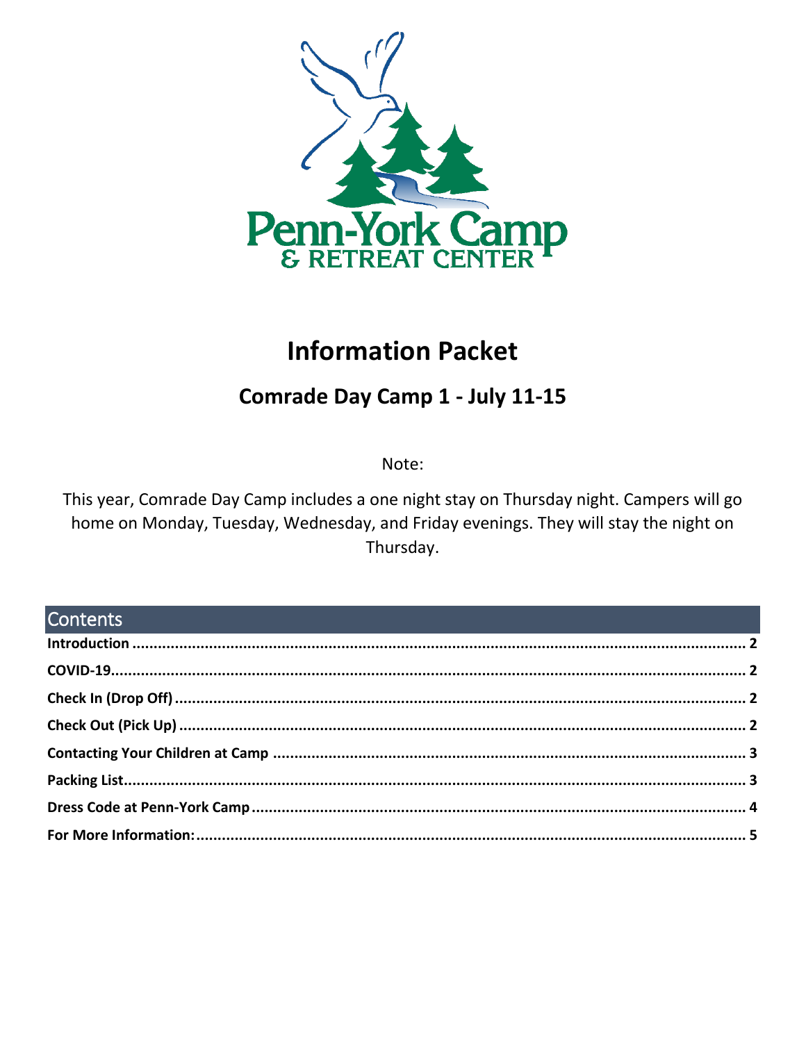Penn-York Camp
& RETREAT CENTER

# Information Packet

## Comrade Day Camp 1 - July 11-15

Note:

This year, Comrade Day Camp includes a one night stay on Thursday night. Campers will go home on Monday, Tuesday, Wednesday, and Friday evenings. They will stay the night on Thursday.

## Contents

**Introduction** ..................................................................... 2
**COVID-19**.......................................................................... 2
**Check In (Drop Off)** ......................................................... 2
**Check Out (Pick Up)** ........................................................ 2
**Contacting Your Children at Camp** .................................. 3
**Packing List**...................................................................... 3
**Dress Code at Penn-York Camp** ........................................ 4
**For More Information:**...................................................... 5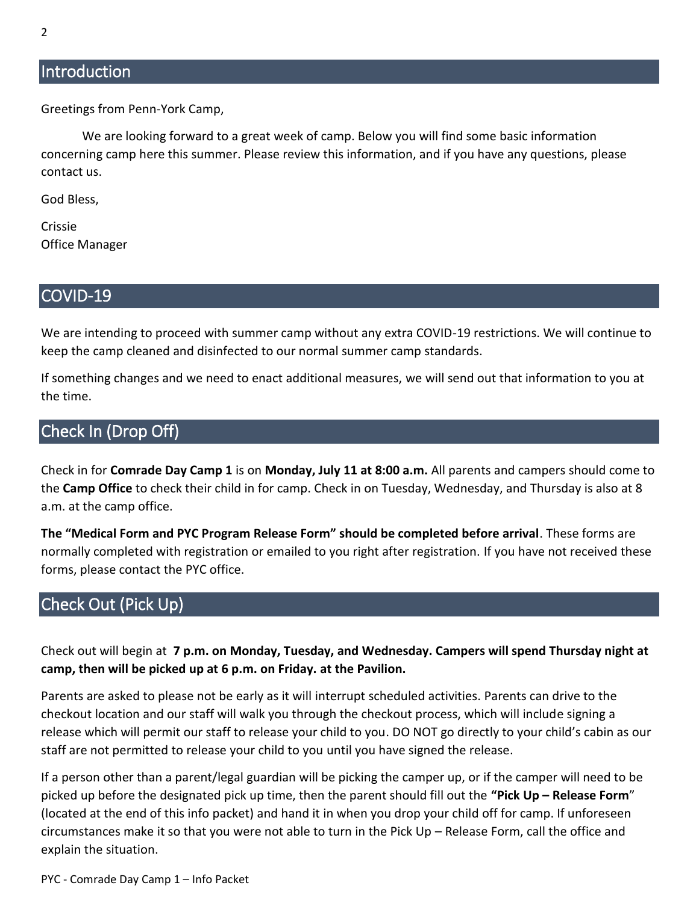## Introduction

Greetings from Penn-York Camp,

We are looking forward to a great week of camp. Below you will find some basic information concerning camp here this summer. Please review this information, and if you have any questions, please contact us.

God Bless,

Crissie
Office Manager

## COVID-19

We are intending to proceed with summer camp without any extra COVID-19 restrictions. We will continue to keep the camp cleaned and disinfected to our normal summer camp standards.

If something changes and we need to enact additional measures, we will send out that information to you at the time.

## Check In (Drop Off)

Check in for **Comrade Day Camp 1** is on **Monday, July 11 at 8:00 a.m.** All parents and campers should come to the **Camp Office** to check their child in for camp. Check in on Tuesday, Wednesday, and Thursday is also at 8 a.m. at the camp office.

**The "Medical Form and PYC Program Release Form" should be completed before arrival**. These forms are normally completed with registration or emailed to you right after registration. If you have not received these forms, please contact the PYC office.

## Check Out (Pick Up)

Check out will begin at **7 p.m. on Monday, Tuesday, and Wednesday. Campers will spend Thursday night at camp, then will be picked up at 6 p.m. on Friday. at the Pavilion.**

Parents are asked to please not be early as it will interrupt scheduled activities. Parents can drive to the checkout location and our staff will walk you through the checkout process, which will include signing a release which will permit our staff to release your child to you. DO NOT go directly to your child's cabin as our staff are not permitted to release your child to you until you have signed the release.

If a person other than a parent/legal guardian will be picking the camper up, or if the camper will need to be picked up before the designated pick up time, then the parent should fill out the **"Pick Up – Release Form"** (located at the end of this info packet) and hand it in when you drop your child off for camp. If unforeseen circumstances make it so that you were not able to turn in the Pick Up – Release Form, call the office and explain the situation.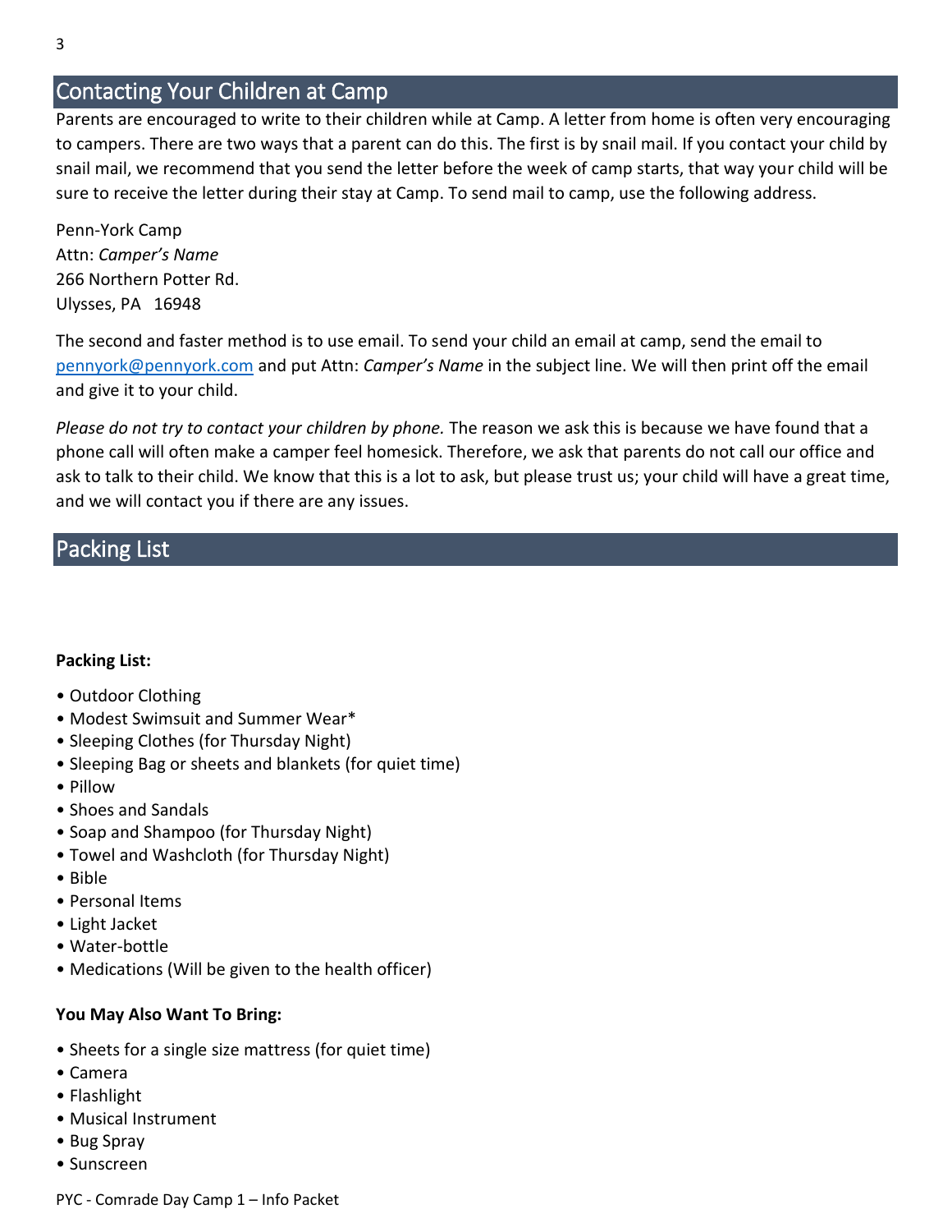## Contacting Your Children at Camp

Parents are encouraged to write to their children while at Camp. A letter from home is often very encouraging to campers. There are two ways that a parent can do this. The first is by snail mail. If you contact your child by snail mail, we recommend that you send the letter before the week of camp starts, that way your child will be sure to receive the letter during their stay at Camp. To send mail to camp, use the following address.

Penn-York Camp
Attn: *Camper's Name*
266 Northern Potter Rd.
Ulysses, PA 16948

The second and faster method is to use email. To send your child an email at camp, send the email to pennyork@pennyork.com and put Attn: *Camper's Name* in the subject line. We will then print off the email and give it to your child.

*Please do not try to contact your children by phone.* The reason we ask this is because we have found that a phone call will often make a camper feel homesick. Therefore, we ask that parents do not call our office and ask to talk to their child. We know that this is a lot to ask, but please trust us; your child will have a great time, and we will contact you if there are any issues.

## Packing List

**Packing List:**

- Outdoor Clothing
- Modest Swimsuit and Summer Wear*
- Sleeping Clothes (for Thursday Night)
- Sleeping Bag or sheets and blankets (for quiet time)
- Pillow
- Shoes and Sandals
- Soap and Shampoo (for Thursday Night)
- Towel and Washcloth (for Thursday Night)
- Bible
- Personal Items
- Light Jacket
- Water-bottle
- Medications (Will be given to the health officer)

**You May Also Want To Bring:**

- Sheets for a single size mattress (for quiet time)
- Camera
- Flashlight
- Musical Instrument
- Bug Spray
- Sunscreen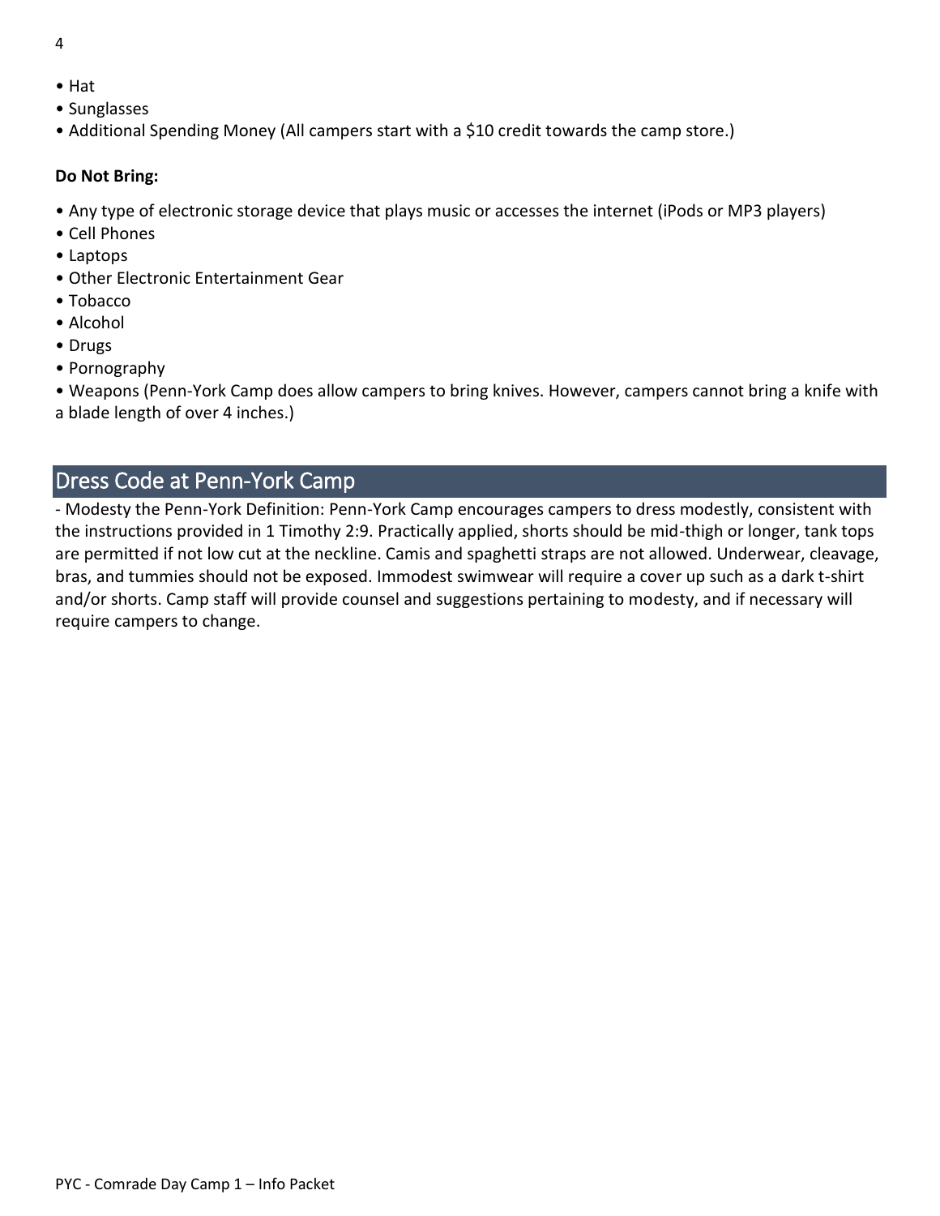- Hat
- Sunglasses
- Additional Spending Money (All campers start with a $10 credit towards the camp store.)

**Do Not Bring:**

- Any type of electronic storage device that plays music or accesses the internet (iPods or MP3 players)
- Cell Phones
- Laptops
- Other Electronic Entertainment Gear
- Tobacco
- Alcohol
- Drugs
- Pornography
- Weapons (Penn-York Camp does allow campers to bring knives. However, campers cannot bring a knife with a blade length of over 4 inches.)

## Dress Code at Penn-York Camp

- Modesty the Penn-York Definition: Penn-York Camp encourages campers to dress modestly, consistent with the instructions provided in 1 Timothy 2:9. Practically applied, shorts should be mid-thigh or longer, tank tops are permitted if not low cut at the neckline. Camis and spaghetti straps are not allowed. Underwear, cleavage, bras, and tummies should not be exposed. Immodest swimwear will require a cover up such as a dark t-shirt and/or shorts. Camp staff will provide counsel and suggestions pertaining to modesty, and if necessary will require campers to change.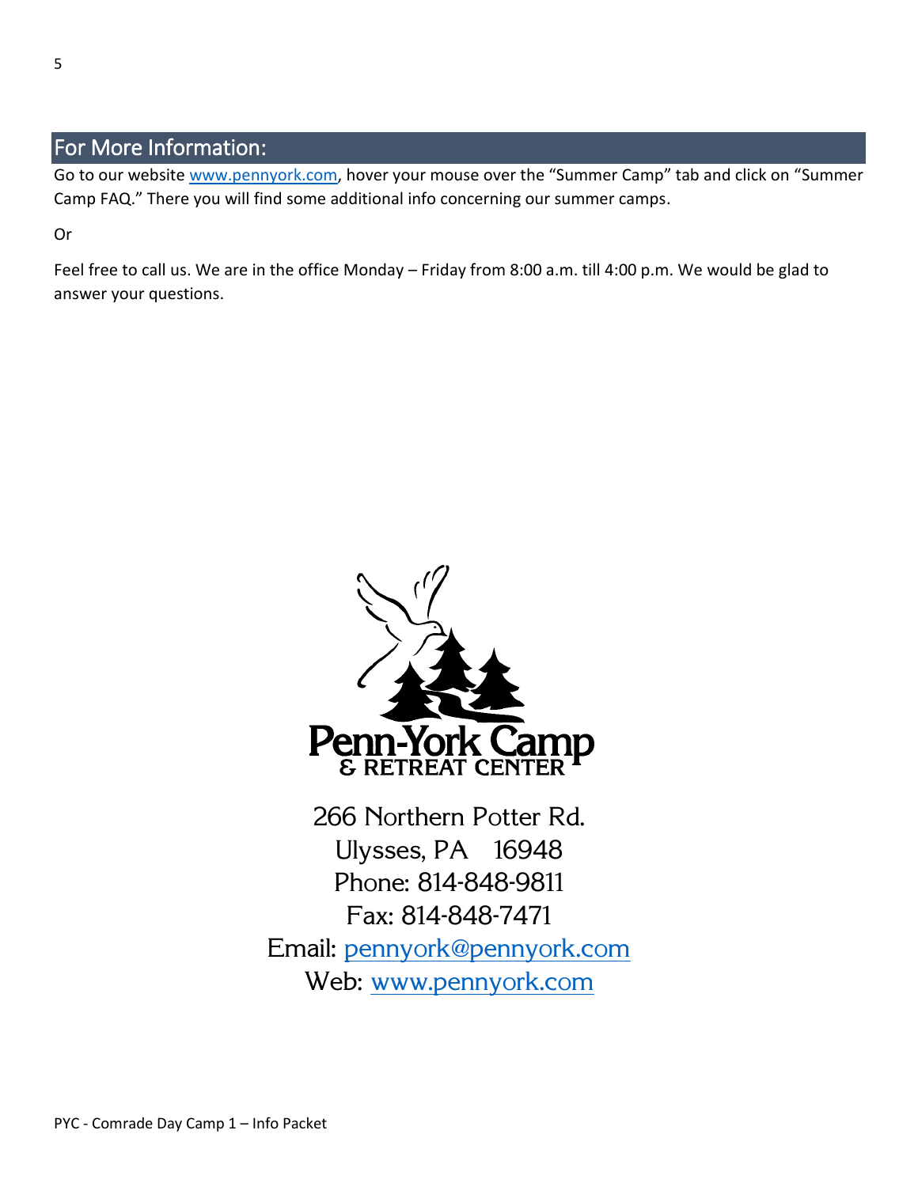## For More Information:

Go to our website www.pennyork.com, hover your mouse over the "Summer Camp" tab and click on "Summer Camp FAQ." There you will find some additional info concerning our summer camps.

Or

Feel free to call us. We are in the office Monday – Friday from 8:00 a.m. till 4:00 p.m. We would be glad to answer your questions.

Penn-York Camp
& RETREAT CENTER

266 Northern Potter Rd.
Ulysses, PA 16948
Phone: 814-848-9811
Fax: 814-848-7471
Email: pennyork@pennyork.com
Web: www.pennyork.com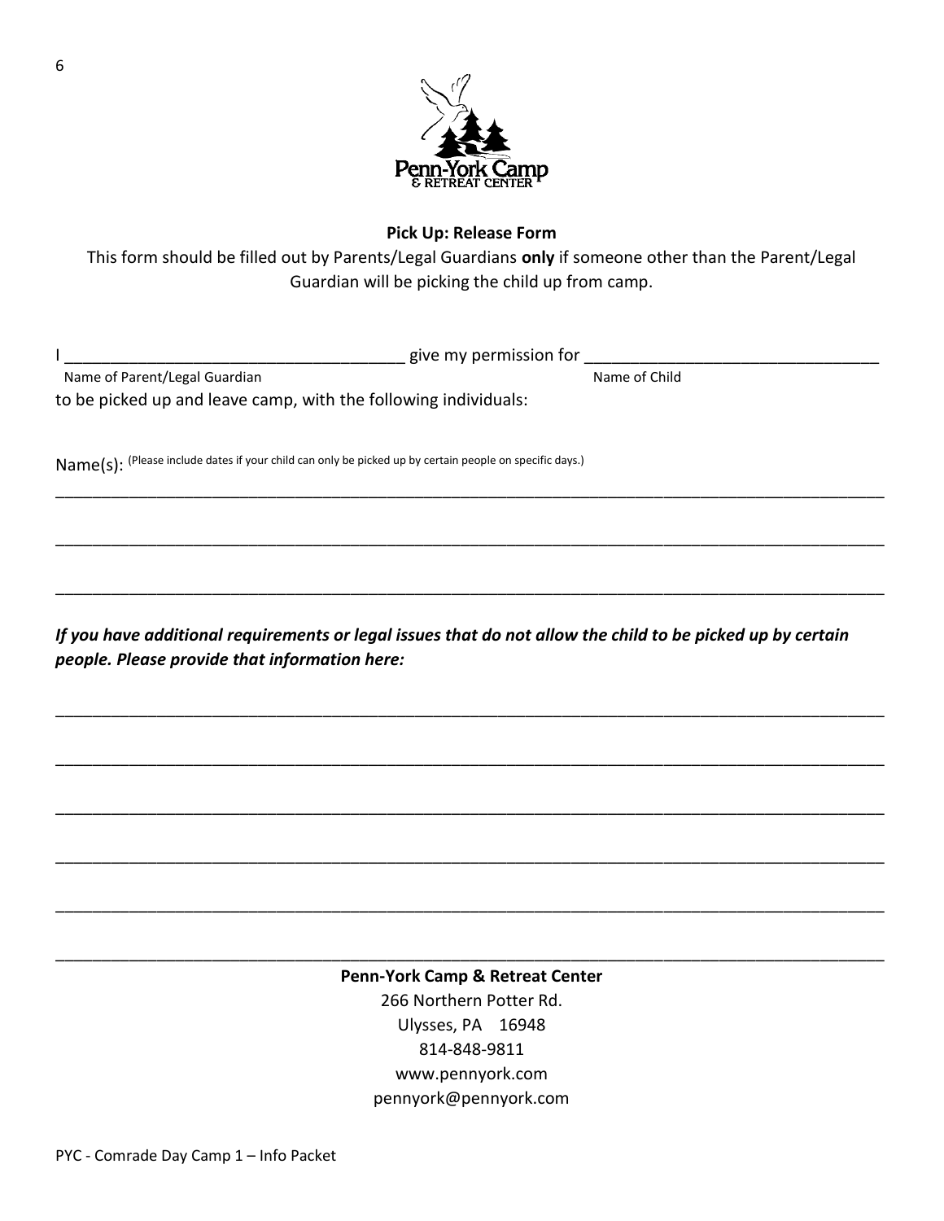**Pick Up: Release Form**

This form should be filled out by Parents/Legal Guardians **only** if someone other than the Parent/Legal Guardian will be picking the child up from camp.

I ____________________________________ give my permission for _______________________________

Name of Parent/Legal Guardian Name of Child

to be picked up and leave camp, with the following individuals:

Name(s): (Please include dates if your child can only be picked up by certain people on specific days.)

_____________________________________________________________________________________

_____________________________________________________________________________________

_____________________________________________________________________________________

***If you have additional requirements or legal issues that do not allow the child to be picked up by certain people. Please provide that information here:***

_____________________________________________________________________________________

_____________________________________________________________________________________

_____________________________________________________________________________________

_____________________________________________________________________________________

_____________________________________________________________________________________

_____________________________________________________________________________________

**Penn-York Camp & Retreat Center**

266 Northern Potter Rd.

Ulysses, PA 16948

814-848-9811

www.pennyork.com

pennyork@pennyork.com